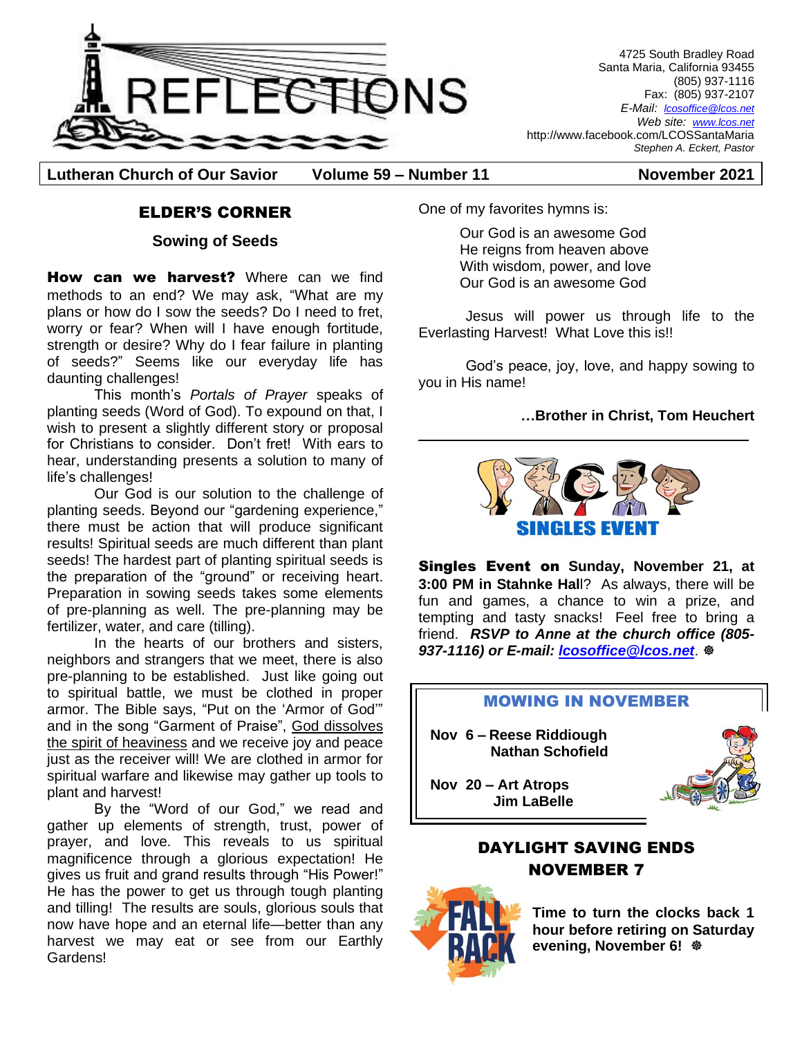# REFLECTIONS

4725 South Bradley Road
Santa Maria, California 93455
(805) 937-1116
Fax: (805) 937-2107
*E-Mail: lcosoffice@lcos.net*
*Web site: www.lcos.net*
http://www.facebook.com/LCOSSantaMaria
*Stephen A. Eckert, Pastor*

**Lutheran Church of Our Savior — Volume 59 – Number 11 — November 2021**

## ELDER'S CORNER

### Sowing of Seeds

**How can we harvest?** Where can we find methods to an end? We may ask, "What are my plans or how do I sow the seeds? Do I need to fret, worry or fear? When will I have enough fortitude, strength or desire? Why do I fear failure in planting of seeds?" Seems like our everyday life has daunting challenges!

This month's *Portals of Prayer* speaks of planting seeds (Word of God). To expound on that, I wish to present a slightly different story or proposal for Christians to consider. Don't fret! With ears to hear, understanding presents a solution to many of life's challenges!

Our God is our solution to the challenge of planting seeds. Beyond our "gardening experience," there must be action that will produce significant results! Spiritual seeds are much different than plant seeds! The hardest part of planting spiritual seeds is the preparation of the "ground" or receiving heart. Preparation in sowing seeds takes some elements of pre-planning as well. The pre-planning may be fertilizer, water, and care (tilling).

In the hearts of our brothers and sisters, neighbors and strangers that we meet, there is also pre-planning to be established. Just like going out to spiritual battle, we must be clothed in proper armor. The Bible says, "Put on the 'Armor of God'" and in the song "Garment of Praise", God dissolves the spirit of heaviness and we receive joy and peace just as the receiver will! We are clothed in armor for spiritual warfare and likewise may gather up tools to plant and harvest!

By the "Word of our God," we read and gather up elements of strength, trust, power of prayer, and love. This reveals to us spiritual magnificence through a glorious expectation! He gives us fruit and grand results through "His Power!" He has the power to get us through tough planting and tilling! The results are souls, glorious souls that now have hope and an eternal life—better than any harvest we may eat or see from our Earthly Gardens!

One of my favorites hymns is:

> Our God is an awesome God
> He reigns from heaven above
> With wisdom, power, and love
> Our God is an awesome God

Jesus will power us through life to the Everlasting Harvest! What Love this is!!

God's peace, joy, love, and happy sowing to you in His name!

**…Brother in Christ, Tom Heuchert**

---

## SINGLES EVENT

**Singles Event on Sunday, November 21, at 3:00 PM in Stahnke Hall**? As always, there will be fun and games, a chance to win a prize, and tempting and tasty snacks! Feel free to bring a friend. ***RSVP to Anne at the church office (805-937-1116) or E-mail: lcosoffice@lcos.net***. ☸

## MOWING IN NOVEMBER

**Nov 6 – Reese Riddiough**
**Nathan Schofield**

**Nov 20 – Art Atrops**
**Jim LaBelle**

## DAYLIGHT SAVING ENDS NOVEMBER 7

FALL BACK

**Time to turn the clocks back 1 hour before retiring on Saturday evening, November 6!** ☸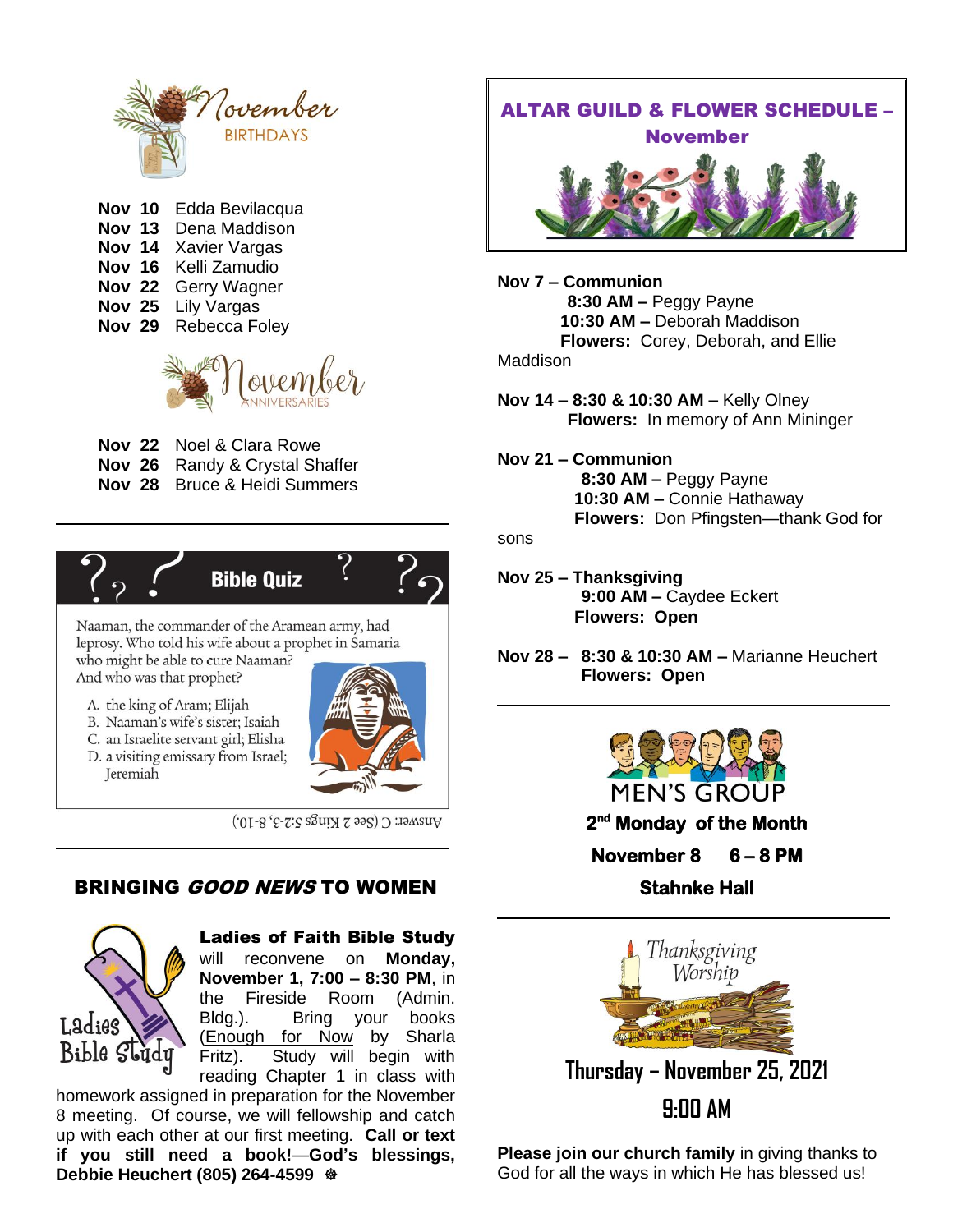## November BIRTHDAYS

**Nov 10** Edda Bevilacqua
**Nov 13** Dena Maddison
**Nov 14** Xavier Vargas
**Nov 16** Kelli Zamudio
**Nov 22** Gerry Wagner
**Nov 25** Lily Vargas
**Nov 29** Rebecca Foley

## November ANNIVERSARIES

**Nov 22** Noel & Clara Rowe
**Nov 26** Randy & Crystal Shaffer
**Nov 28** Bruce & Heidi Summers

---

## Bible Quiz

Naaman, the commander of the Aramean army, had leprosy. Who told his wife about a prophet in Samaria who might be able to cure Naaman? And who was that prophet?

A. the king of Aram; Elijah
B. Naaman's wife's sister; Isaiah
C. an Israelite servant girl; Elisha
D. a visiting emissary from Israel; Jeremiah

Answer: C (See 2 Kings 5:2-3, 8-10).

---

## BRINGING *GOOD NEWS* TO WOMEN

**Ladies of Faith Bible Study** will reconvene on **Monday, November 1, 7:00 – 8:30 PM**, in the Fireside Room (Admin. Bldg.). Bring your books (Enough for Now by Sharla Fritz). Study will begin with reading Chapter 1 in class with homework assigned in preparation for the November 8 meeting. Of course, we will fellowship and catch up with each other at our first meeting. **Call or text if you still need a book!—God's blessings, Debbie Heuchert (805) 264-4599**

---

## ALTAR GUILD & FLOWER SCHEDULE – November

**Nov 7 – Communion**
**8:30 AM –** Peggy Payne
**10:30 AM –** Deborah Maddison
**Flowers:** Corey, Deborah, and Ellie Maddison

**Nov 14 – 8:30 & 10:30 AM –** Kelly Olney
**Flowers:** In memory of Ann Mininger

**Nov 21 – Communion**
**8:30 AM –** Peggy Payne
**10:30 AM –** Connie Hathaway
**Flowers:** Don Pfingsten—thank God for sons

**Nov 25 – Thanksgiving**
**9:00 AM –** Caydee Eckert
**Flowers: Open**

**Nov 28 – 8:30 & 10:30 AM –** Marianne Heuchert
**Flowers: Open**

---

## MEN'S GROUP

**2nd Monday of the Month**

**November 8 6 – 8 PM**

**Stahnke Hall**

---

## Thanksgiving Worship

**Thursday – November 25, 2021**

**9:00 AM**

**Please join our church family** in giving thanks to God for all the ways in which He has blessed us!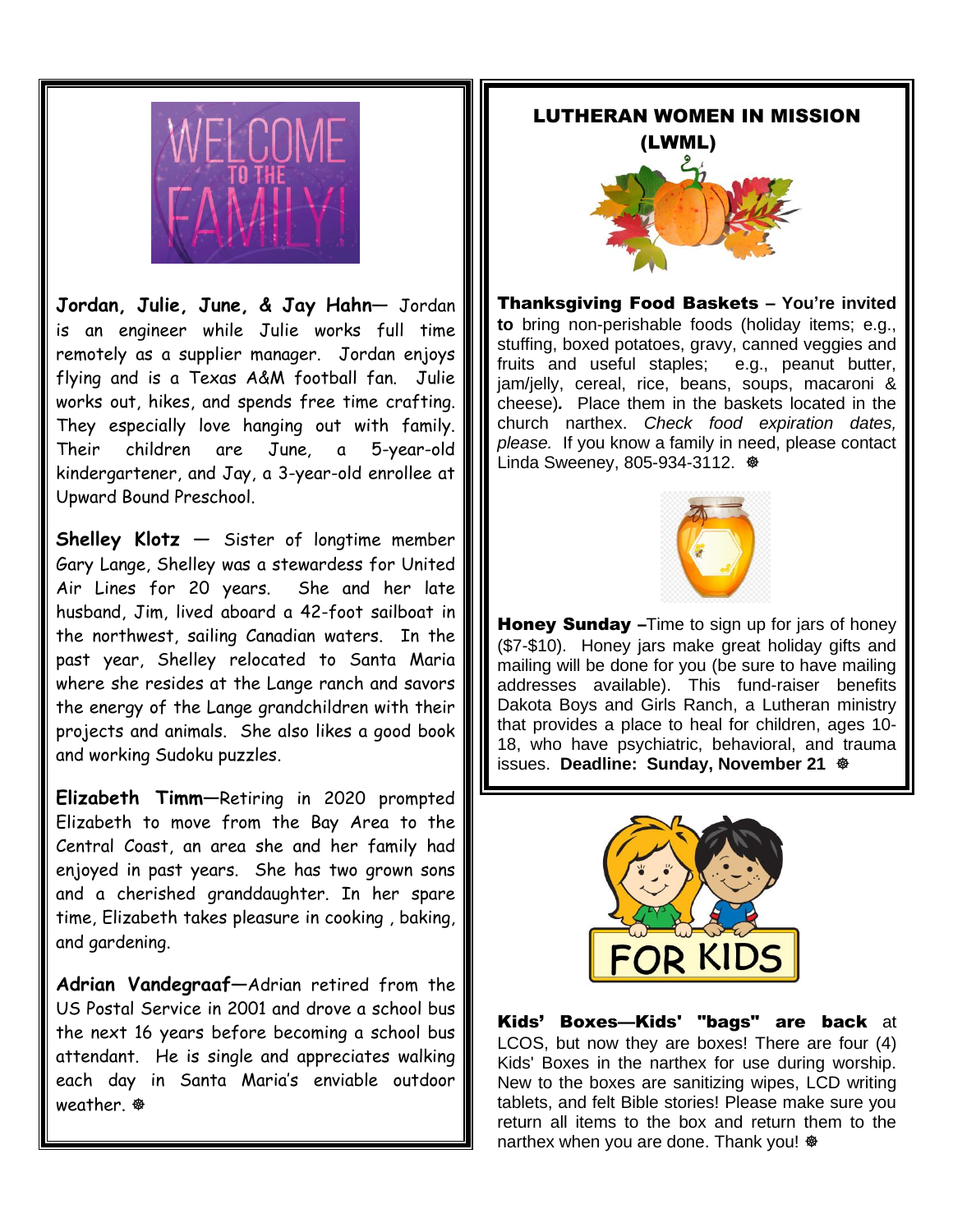# WELCOME TO THE FAMILY!

**Jordan, Julie, June, & Jay Hahn**— Jordan is an engineer while Julie works full time remotely as a supplier manager. Jordan enjoys flying and is a Texas A&M football fan. Julie works out, hikes, and spends free time crafting. They especially love hanging out with family. Their children are June, a 5-year-old kindergartener, and Jay, a 3-year-old enrollee at Upward Bound Preschool.

**Shelley Klotz** — Sister of longtime member Gary Lange, Shelley was a stewardess for United Air Lines for 20 years. She and her late husband, Jim, lived aboard a 42-foot sailboat in the northwest, sailing Canadian waters. In the past year, Shelley relocated to Santa Maria where she resides at the Lange ranch and savors the energy of the Lange grandchildren with their projects and animals. She also likes a good book and working Sudoku puzzles.

**Elizabeth Timm**—Retiring in 2020 prompted Elizabeth to move from the Bay Area to the Central Coast, an area she and her family had enjoyed in past years. She has two grown sons and a cherished granddaughter. In her spare time, Elizabeth takes pleasure in cooking , baking, and gardening.

**Adrian Vandegraaf**—Adrian retired from the US Postal Service in 2001 and drove a school bus the next 16 years before becoming a school bus attendant. He is single and appreciates walking each day in Santa Maria's enviable outdoor weather. ❁

## LUTHERAN WOMEN IN MISSION (LWML)

**Thanksgiving Food Baskets – You're invited to** bring non-perishable foods (holiday items; e.g., stuffing, boxed potatoes, gravy, canned veggies and fruits and useful staples; e.g., peanut butter, jam/jelly, cereal, rice, beans, soups, macaroni & cheese)**.** Place them in the baskets located in the church narthex. *Check food expiration dates, please.* If you know a family in need, please contact Linda Sweeney, 805-934-3112. ❁

**Honey Sunday** –Time to sign up for jars of honey ($7-$10). Honey jars make great holiday gifts and mailing will be done for you (be sure to have mailing addresses available). This fund-raiser benefits Dakota Boys and Girls Ranch, a Lutheran ministry that provides a place to heal for children, ages 10-18, who have psychiatric, behavioral, and trauma issues. **Deadline: Sunday, November 21** ❁

## FOR KIDS

**Kids' Boxes—Kids' "bags" are back** at LCOS, but now they are boxes! There are four (4) Kids' Boxes in the narthex for use during worship. New to the boxes are sanitizing wipes, LCD writing tablets, and felt Bible stories! Please make sure you return all items to the box and return them to the narthex when you are done. Thank you! ❁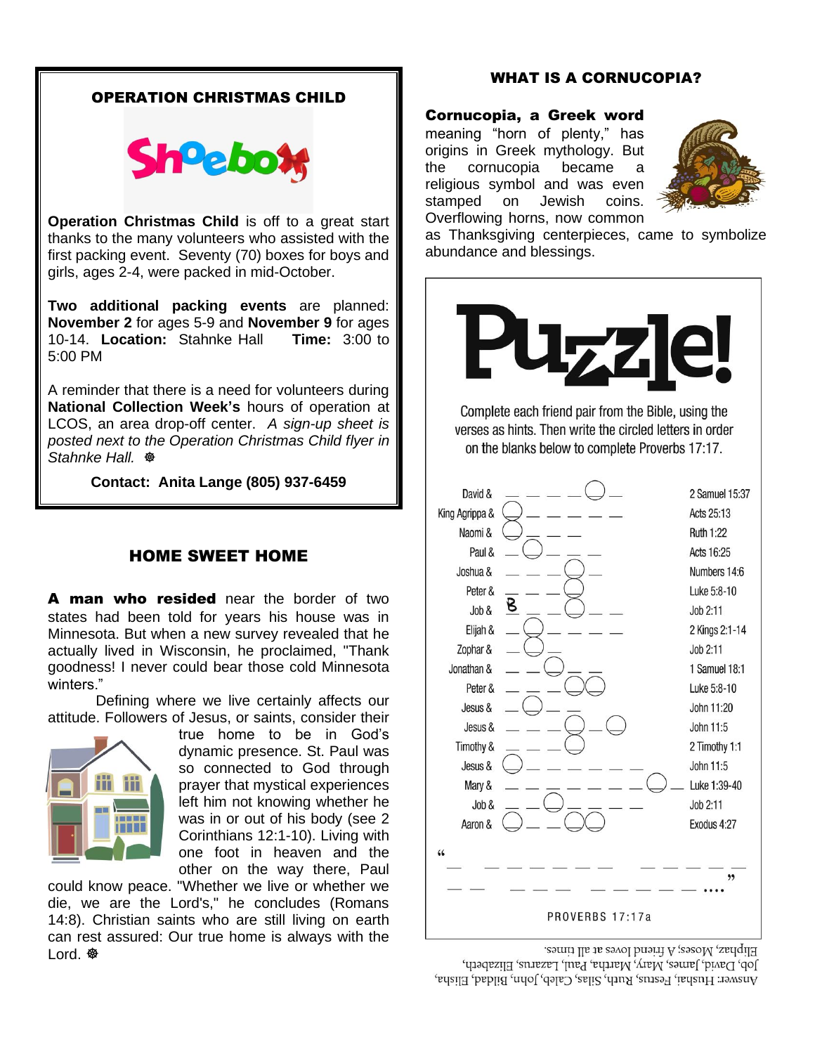## OPERATION CHRISTMAS CHILD

Shoebox

**Operation Christmas Child** is off to a great start thanks to the many volunteers who assisted with the first packing event. Seventy (70) boxes for boys and girls, ages 2-4, were packed in mid-October.

**Two additional packing events** are planned: **November 2** for ages 5-9 and **November 9** for ages 10-14. **Location:** Stahnke Hall **Time:** 3:00 to 5:00 PM

A reminder that there is a need for volunteers during **National Collection Week's** hours of operation at LCOS, an area drop-off center. *A sign-up sheet is posted next to the Operation Christmas Child flyer in Stahnke Hall.* ☸

**Contact: Anita Lange (805) 937-6459**

## HOME SWEET HOME

**A man who resided** near the border of two states had been told for years his house was in Minnesota. But when a new survey revealed that he actually lived in Wisconsin, he proclaimed, "Thank goodness! I never could bear those cold Minnesota winters."

Defining where we live certainly affects our attitude. Followers of Jesus, or saints, consider their true home to be in God's dynamic presence. St. Paul was so connected to God through prayer that mystical experiences left him not knowing whether he was in or out of his body (see 2 Corinthians 12:1-10). Living with one foot in heaven and the other on the way there, Paul could know peace. "Whether we live or whether we die, we are the Lord's," he concludes (Romans 14:8). Christian saints who are still living on earth can rest assured: Our true home is always with the Lord. ☸

## WHAT IS A CORNUCOPIA?

**Cornucopia, a Greek word** meaning "horn of plenty," has origins in Greek mythology. But the cornucopia became a religious symbol and was even stamped on Jewish coins. Overflowing horns, now common as Thanksgiving centerpieces, came to symbolize abundance and blessings.

## Puzzle!

Complete each friend pair from the Bible, using the verses as hints. Then write the circled letters in order on the blanks below to complete Proverbs 17:17.

| Friend | Blanks | Verse |
|---|---|---|
| David & | _ _ _ _ (O) _ | 2 Samuel 15:37 |
| King Agrippa & | (O) _ _ _ _ _ | Acts 25:13 |
| Naomi & | (O) _ _ _ | Ruth 1:22 |
| Paul & | _ (O) _ _ _ | Acts 16:25 |
| Joshua & | _ _ _ (O) _ | Numbers 14:6 |
| Peter & | _ _ _ (O) | Luke 5:8-10 |
| Job & | B _ _ (O) _ _ | Job 2:11 |
| Elijah & | _ (O) _ _ _ _ | 2 Kings 2:1-14 |
| Zophar & | _ (O) _ | Job 2:11 |
| Jonathan & | _ _ (O) _ _ | 1 Samuel 18:1 |
| Peter & | _ _ _ (O)(O) | Luke 5:8-10 |
| Jesus & | _ (O) _ _ | John 11:20 |
| Jesus & | _ _ _ (O) _ (O) | John 11:5 |
| Timothy & | _ _ _ (O) | 2 Timothy 1:1 |
| Jesus & | (O) _ _ _ _ _ _ | John 11:5 |
| Mary & | _ _ _ _ _ _ _ (O) _ | Luke 1:39-40 |
| Job & | _ _ (O) _ _ _ _ | Job 2:11 |
| Aaron & | (O) _ _ (O)(O) | Exodus 4:27 |

" _ _ _ _ _ _ _ _ _ _ _ _ _
_ _ _ _ _ _ _ _ _ _ _ ...."

PROVERBS 17:17a

Answer: Hushai, Festus, Ruth, Silas, Caleb, John, Bildad, Elisha, Job, David, James, Mary, Martha, Paul, Lazarus, Elizabeth, Eliphaz, Moses; A friend loves at all times.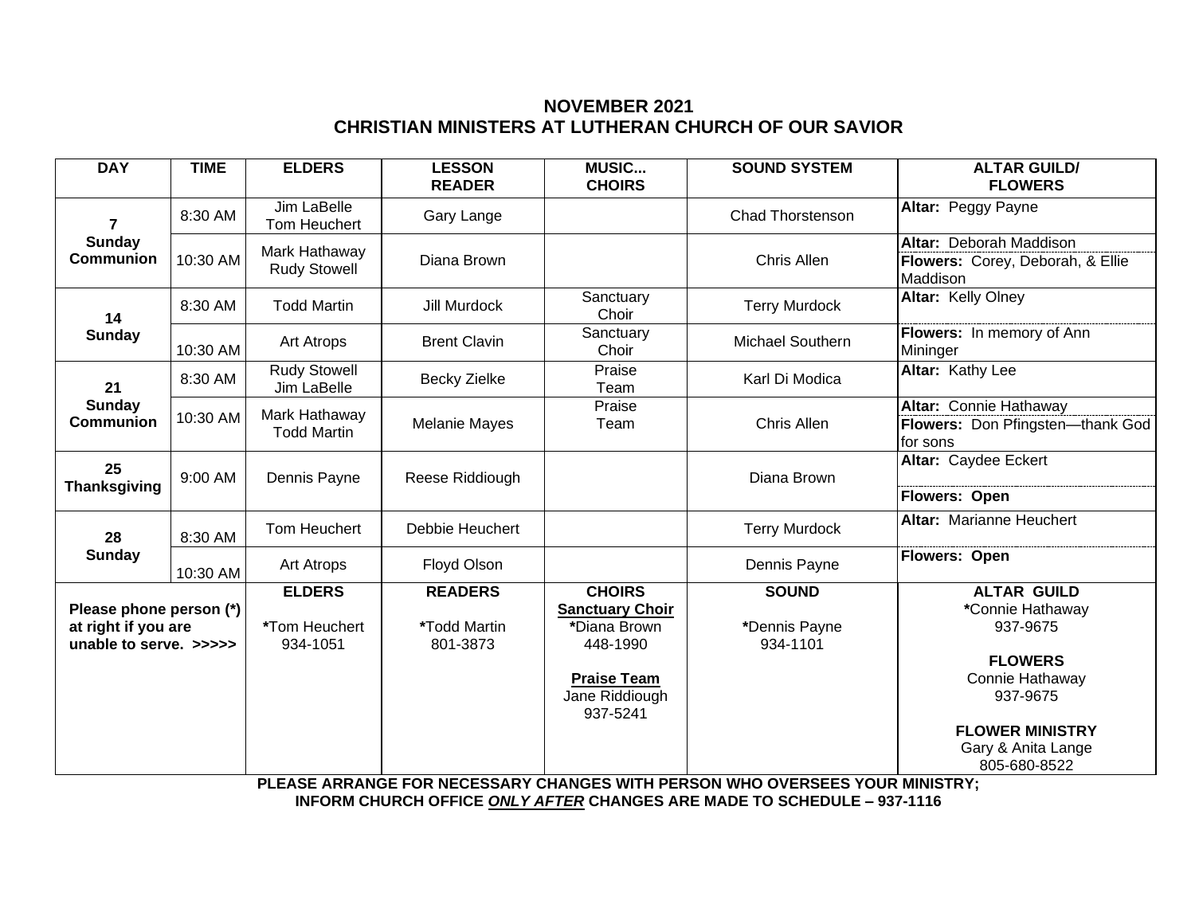## NOVEMBER 2021
## CHRISTIAN MINISTERS AT LUTHERAN CHURCH OF OUR SAVIOR

| DAY | TIME | ELDERS | LESSON READER | MUSIC... CHOIRS | SOUND SYSTEM | ALTAR GUILD/ FLOWERS |
|---|---|---|---|---|---|---|
| **7 Sunday Communion** | 8:30 AM | Jim LaBelle<br>Tom Heuchert | Gary Lange | | Chad Thorstenson | **Altar:** Peggy Payne |
| | 10:30 AM | Mark Hathaway<br>Rudy Stowell | Diana Brown | | Chris Allen | **Altar:** Deborah Maddison<br>**Flowers:** Corey, Deborah, & Ellie Maddison |
| **14 Sunday** | 8:30 AM | Todd Martin | Jill Murdock | Sanctuary Choir | Terry Murdock | **Altar:** Kelly Olney |
| | 10:30 AM | Art Atrops | Brent Clavin | Sanctuary Choir | Michael Southern | **Flowers:** In memory of Ann Mininger |
| **21 Sunday Communion** | 8:30 AM | Rudy Stowell<br>Jim LaBelle | Becky Zielke | Praise Team | Karl Di Modica | **Altar:** Kathy Lee |
| | 10:30 AM | Mark Hathaway<br>Todd Martin | Melanie Mayes | Praise Team | Chris Allen | **Altar:** Connie Hathaway<br>**Flowers:** Don Pfingsten—thank God for sons |
| **25 Thanksgiving** | 9:00 AM | Dennis Payne | Reese Riddiough | | Diana Brown | **Altar:** Caydee Eckert<br>**Flowers: Open** |
| **28 Sunday** | 8:30 AM | Tom Heuchert | Debbie Heuchert | | Terry Murdock | **Altar:** Marianne Heuchert |
| | 10:30 AM | Art Atrops | Floyd Olson | | Dennis Payne | **Flowers: Open** |
| **Please phone person (*) at right if you are unable to serve. >>>>>** | | **ELDERS**<br>***Tom Heuchert**<br>934-1051 | **READERS**<br>***Todd Martin**<br>801-3873 | **CHOIRS**<br>**Sanctuary Choir**<br>*Diana Brown<br>448-1990<br>**Praise Team**<br>Jane Riddiough<br>937-5241 | **SOUND**<br>*Dennis Payne<br>934-1101 | **ALTAR GUILD**<br>*Connie Hathaway<br>937-9675<br>**FLOWERS**<br>Connie Hathaway<br>937-9675<br>**FLOWER MINISTRY**<br>Gary & Anita Lange<br>805-680-8522 |

**PLEASE ARRANGE FOR NECESSARY CHANGES WITH PERSON WHO OVERSEES YOUR MINISTRY; INFORM CHURCH OFFICE *ONLY AFTER* CHANGES ARE MADE TO SCHEDULE – 937-1116**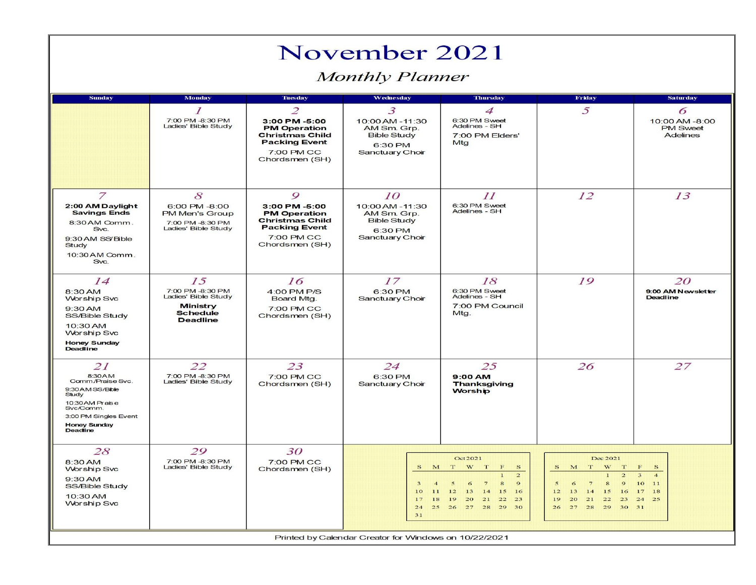# November 2021

## *Monthly Planner*

| Sunday | Monday | Tuesday | Wednesday | Thursday | Friday | Saturday |
|---|---|---|---|---|---|---|
| | 1<br>7:00 PM -8:30 PM Ladies' Bible Study | 2<br>**3:00 PM -5:00 PM Operation Christmas Child Packing Event**<br>7:00 PM CC Chordsmen (SH) | 3<br>10:00 AM -11:30 AM Sm. Grp. Bible Study<br>6:30 PM Sanctuary Choir | 4<br>6:30 PM Sweet Adelines - SH<br>7:00 PM Elders' Mtg | 5 | 6<br>10:00 AM -8:00 PM Sweet Adelines |
| 7<br>**2:00 AM Daylight Savings Ends**<br>8:30 AM Comm. Svc.<br>9:30 AM SS/Bible Study<br>10:30 AM Comm. Svc. | 8<br>6:00 PM -8:00 PM Men's Group<br>7:00 PM -8:30 PM Ladies' Bible Study | 9<br>**3:00 PM -5:00 PM Operation Christmas Child Packing Event**<br>7:00 PM CC Chordsmen (SH) | 10<br>10:00 AM -11:30 AM Sm. Grp. Bible Study<br>6:30 PM Sanctuary Choir | 11<br>6:30 PM Sweet Adelines - SH | 12 | 13 |
| 14<br>8:30 AM Worship Svc<br>9:30 AM SS/Bible Study<br>10:30 AM Worship Svc<br>**Honey Sunday Deadline** | 15<br>7:00 PM -8:30 PM Ladies' Bible Study<br>**Ministry Schedule Deadline** | 16<br>4:00 PM P/S Board Mtg.<br>7:00 PM CC Chordsmen (SH) | 17<br>6:30 PM Sanctuary Choir | 18<br>6:30 PM Sweet Adelines - SH<br>7:00 PM Council Mtg. | 19 | 20<br>**9:00 AM Newsletter Deadline** |
| 21<br>8:30 AM Comm./Praise Svc.<br>9:30 AM SS/Bible Study<br>10:30 AM Praise Svc/Comm.<br>3:00 PM Singles Event<br>**Honey Sunday Deadline** | 22<br>7:00 PM -8:30 PM Ladies' Bible Study | 23<br>7:00 PM CC Chordsmen (SH) | 24<br>6:30 PM Sanctuary Choir | 25<br>**9:00 AM Thanksgiving Worship** | 26 | 27 |
| 28<br>8:30 AM Worship Svc<br>9:30 AM SS/Bible Study<br>10:30 AM Worship Svc | 29<br>7:00 PM -8:30 PM Ladies' Bible Study | 30<br>7:00 PM CC Chordsmen (SH) | | | | |

Oct 2021

| S | M | T | W | T | F | S |
|---|---|---|---|---|---|---|
| | | | | | 1 | 2 |
| 3 | 4 | 5 | 6 | 7 | 8 | 9 |
| 10 | 11 | 12 | 13 | 14 | 15 | 16 |
| 17 | 18 | 19 | 20 | 21 | 22 | 23 |
| 24 | 25 | 26 | 27 | 28 | 29 | 30 |
| 31 | | | | | | |

Dec 2021

| S | M | T | W | T | F | S |
|---|---|---|---|---|---|---|
| | | | 1 | 2 | 3 | 4 |
| 5 | 6 | 7 | 8 | 9 | 10 | 11 |
| 12 | 13 | 14 | 15 | 16 | 17 | 18 |
| 19 | 20 | 21 | 22 | 23 | 24 | 25 |
| 26 | 27 | 28 | 29 | 30 | 31 | |

Printed by Calendar Creator for Windows on 10/22/2021